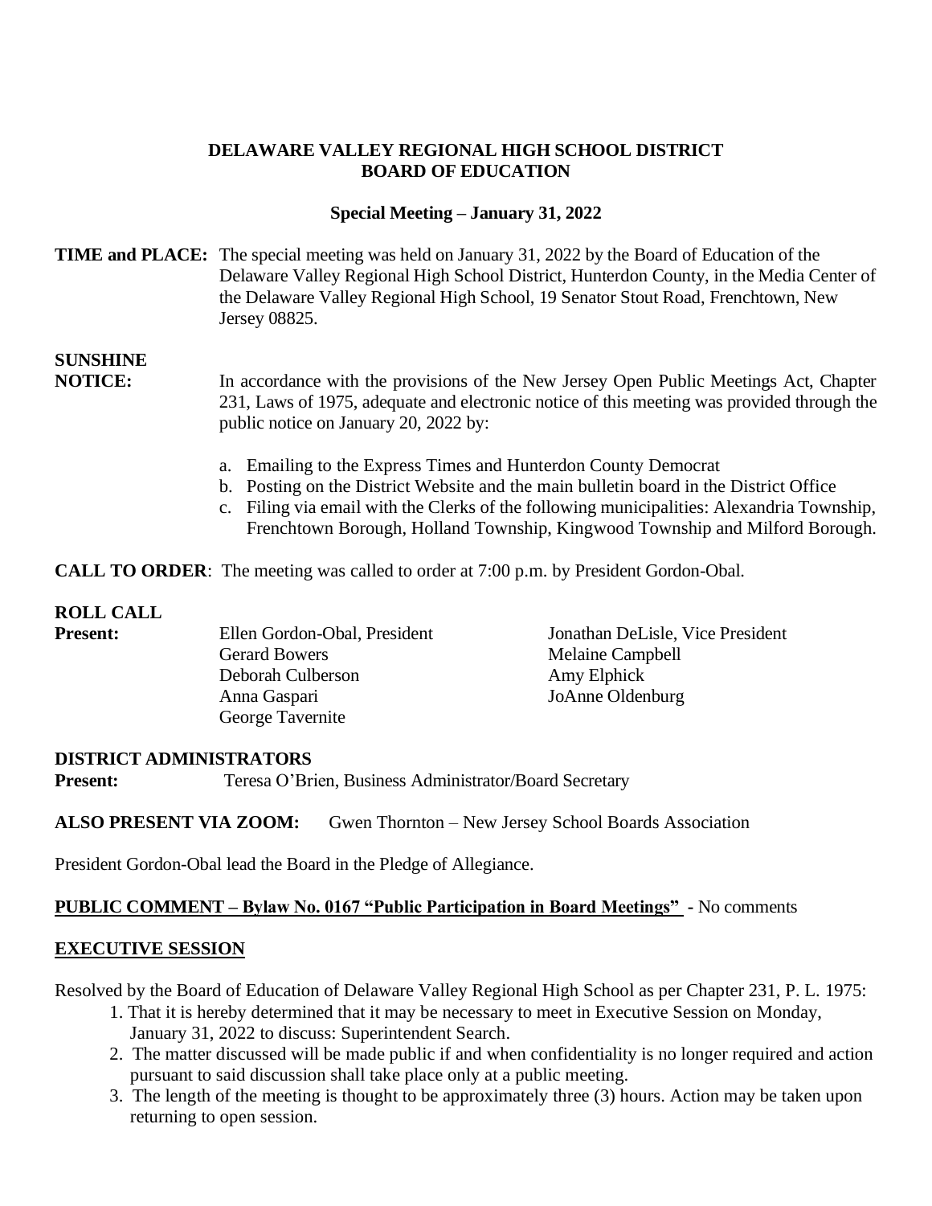# DELAWARE VALLEY REGIONAL HIGH SCHOOL DISTRICT
# BOARD OF EDUCATION

## Special Meeting – January 31, 2022

**TIME and PLACE:** The special meeting was held on January 31, 2022 by the Board of Education of the Delaware Valley Regional High School District, Hunterdon County, in the Media Center of the Delaware Valley Regional High School, 19 Senator Stout Road, Frenchtown, New Jersey 08825.

**SUNSHINE NOTICE:** In accordance with the provisions of the New Jersey Open Public Meetings Act, Chapter 231, Laws of 1975, adequate and electronic notice of this meeting was provided through the public notice on January 20, 2022 by:

a. Emailing to the Express Times and Hunterdon County Democrat
b. Posting on the District Website and the main bulletin board in the District Office
c. Filing via email with the Clerks of the following municipalities: Alexandria Township, Frenchtown Borough, Holland Township, Kingwood Township and Milford Borough.

**CALL TO ORDER**: The meeting was called to order at 7:00 p.m. by President Gordon-Obal.

**ROLL CALL**

**Present:**
Ellen Gordon-Obal, President
Jonathan DeLisle, Vice President
Gerard Bowers
Melaine Campbell
Deborah Culberson
Amy Elphick
Anna Gaspari
JoAnne Oldenburg
George Tavernite

**DISTRICT ADMINISTRATORS**

**Present:** Teresa O'Brien, Business Administrator/Board Secretary

**ALSO PRESENT VIA ZOOM:** Gwen Thornton – New Jersey School Boards Association

President Gordon-Obal lead the Board in the Pledge of Allegiance.

**PUBLIC COMMENT – Bylaw No. 0167 "Public Participation in Board Meetings"** - No comments

**EXECUTIVE SESSION**

Resolved by the Board of Education of Delaware Valley Regional High School as per Chapter 231, P. L. 1975:

1. That it is hereby determined that it may be necessary to meet in Executive Session on Monday, January 31, 2022 to discuss: Superintendent Search.
2. The matter discussed will be made public if and when confidentiality is no longer required and action pursuant to said discussion shall take place only at a public meeting.
3. The length of the meeting is thought to be approximately three (3) hours. Action may be taken upon returning to open session.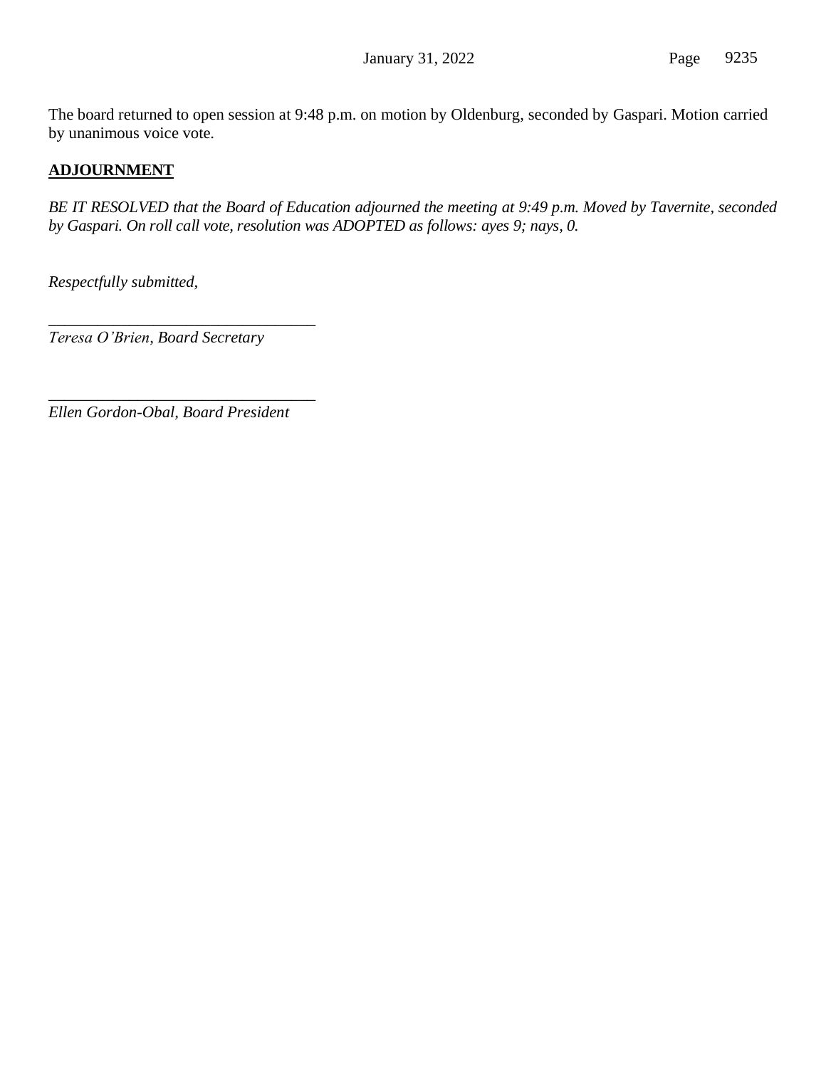The board returned to open session at 9:48 p.m. on motion by Oldenburg, seconded by Gaspari. Motion carried by unanimous voice vote.

**ADJOURNMENT**

*BE IT RESOLVED that the Board of Education adjourned the meeting at 9:49 p.m. Moved by Tavernite, seconded by Gaspari. On roll call vote, resolution was ADOPTED as follows: ayes 9; nays, 0.*

*Respectfully submitted,*

_________________________________

*Teresa O'Brien, Board Secretary*

_________________________________

*Ellen Gordon-Obal, Board President*